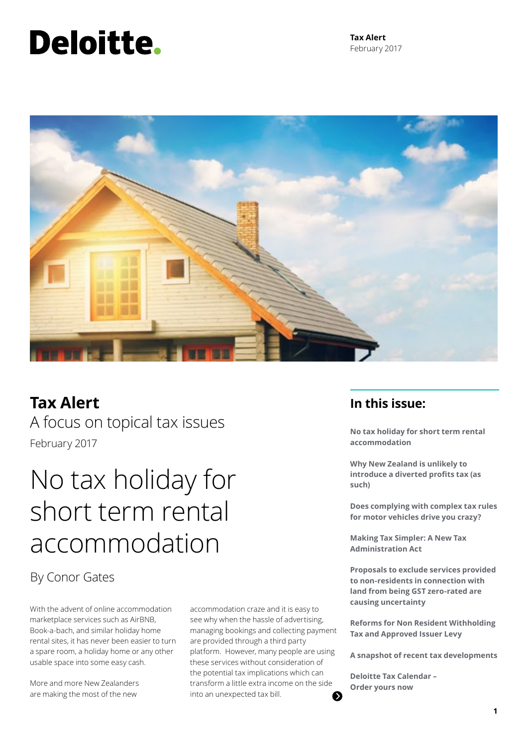# Tax Alert

A focus on topical tax issues

February 2017

## In this issue:

**No tax holiday for short term rental accommodation**

**Why New Zealand is unlikely to introduce a diverted profits tax (as such)**

**Does complying with complex tax rules for motor vehicles drive you crazy?**

**Making Tax Simpler: A New Tax Administration Act**

**Proposals to exclude services provided to non-residents in connection with land from being GST zero-rated are causing uncertainty**

**Reforms for Non Resident Withholding Tax and Approved Issuer Levy**

**A snapshot of recent tax developments**

**Deloitte Tax Calendar – Order yours now**

# No tax holiday for short term rental accommodation

By Conor Gates

With the advent of online accommodation marketplace services such as AirBNB, Book-a-bach, and similar holiday home rental sites, it has never been easier to turn a spare room, a holiday home or any other usable space into some easy cash.

More and more New Zealanders are making the most of the new accommodation craze and it is easy to see why when the hassle of advertising, managing bookings and collecting payment are provided through a third party platform. However, many people are using these services without consideration of the potential tax implications which can transform a little extra income on the side into an unexpected tax bill.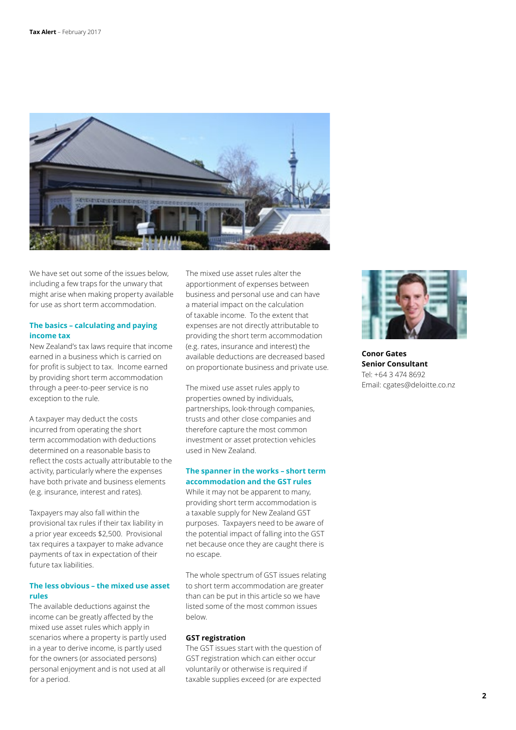We have set out some of the issues below, including a few traps for the unwary that might arise when making property available for use as short term accommodation.

### The basics – calculating and paying income tax

New Zealand's tax laws require that income earned in a business which is carried on for profit is subject to tax. Income earned by providing short term accommodation through a peer-to-peer service is no exception to the rule.

A taxpayer may deduct the costs incurred from operating the short term accommodation with deductions determined on a reasonable basis to reflect the costs actually attributable to the activity, particularly where the expenses have both private and business elements (e.g. insurance, interest and rates).

Taxpayers may also fall within the provisional tax rules if their tax liability in a prior year exceeds $2,500. Provisional tax requires a taxpayer to make advance payments of tax in expectation of their future tax liabilities.

### The less obvious – the mixed use asset rules

The available deductions against the income can be greatly affected by the mixed use asset rules which apply in scenarios where a property is partly used in a year to derive income, is partly used for the owners (or associated persons) personal enjoyment and is not used at all for a period.

The mixed use asset rules alter the apportionment of expenses between business and personal use and can have a material impact on the calculation of taxable income. To the extent that expenses are not directly attributable to providing the short term accommodation (e.g. rates, insurance and interest) the available deductions are decreased based on proportionate business and private use.

The mixed use asset rules apply to properties owned by individuals, partnerships, look-through companies, trusts and other close companies and therefore capture the most common investment or asset protection vehicles used in New Zealand.

### The spanner in the works – short term accommodation and the GST rules

While it may not be apparent to many, providing short term accommodation is a taxable supply for New Zealand GST purposes. Taxpayers need to be aware of the potential impact of falling into the GST net because once they are caught there is no escape.

The whole spectrum of GST issues relating to short term accommodation are greater than can be put in this article so we have listed some of the most common issues below.

#### GST registration

The GST issues start with the question of GST registration which can either occur voluntarily or otherwise is required if taxable supplies exceed (or are expected

**Conor Gates**
**Senior Consultant**
Tel: +64 3 474 8692
Email: cgates@deloitte.co.nz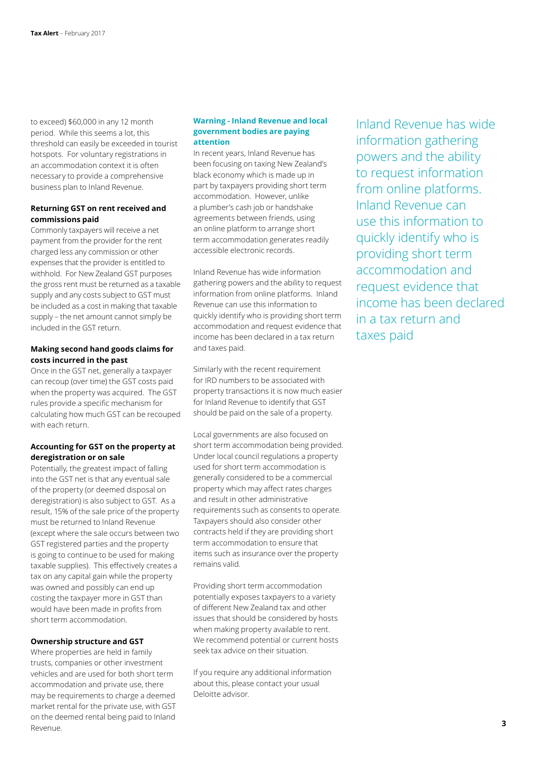to exceed) $60,000 in any 12 month period. While this seems a lot, this threshold can easily be exceeded in tourist hotspots. For voluntary registrations in an accommodation context it is often necessary to provide a comprehensive business plan to Inland Revenue.

### Returning GST on rent received and commissions paid

Commonly taxpayers will receive a net payment from the provider for the rent charged less any commission or other expenses that the provider is entitled to withhold. For New Zealand GST purposes the gross rent must be returned as a taxable supply and any costs subject to GST must be included as a cost in making that taxable supply – the net amount cannot simply be included in the GST return.

### Making second hand goods claims for costs incurred in the past

Once in the GST net, generally a taxpayer can recoup (over time) the GST costs paid when the property was acquired. The GST rules provide a specific mechanism for calculating how much GST can be recouped with each return.

### Accounting for GST on the property at deregistration or on sale

Potentially, the greatest impact of falling into the GST net is that any eventual sale of the property (or deemed disposal on deregistration) is also subject to GST. As a result, 15% of the sale price of the property must be returned to Inland Revenue (except where the sale occurs between two GST registered parties and the property is going to continue to be used for making taxable supplies). This effectively creates a tax on any capital gain while the property was owned and possibly can end up costing the taxpayer more in GST than would have been made in profits from short term accommodation.

### Ownership structure and GST

Where properties are held in family trusts, companies or other investment vehicles and are used for both short term accommodation and private use, there may be requirements to charge a deemed market rental for the private use, with GST on the deemed rental being paid to Inland Revenue.

### Warning - Inland Revenue and local government bodies are paying attention

In recent years, Inland Revenue has been focusing on taxing New Zealand's black economy which is made up in part by taxpayers providing short term accommodation. However, unlike a plumber's cash job or handshake agreements between friends, using an online platform to arrange short term accommodation generates readily accessible electronic records.

Inland Revenue has wide information gathering powers and the ability to request information from online platforms. Inland Revenue can use this information to quickly identify who is providing short term accommodation and request evidence that income has been declared in a tax return and taxes paid.

Similarly with the recent requirement for IRD numbers to be associated with property transactions it is now much easier for Inland Revenue to identify that GST should be paid on the sale of a property.

Local governments are also focused on short term accommodation being provided. Under local council regulations a property used for short term accommodation is generally considered to be a commercial property which may affect rates charges and result in other administrative requirements such as consents to operate. Taxpayers should also consider other contracts held if they are providing short term accommodation to ensure that items such as insurance over the property remains valid.

Providing short term accommodation potentially exposes taxpayers to a variety of different New Zealand tax and other issues that should be considered by hosts when making property available to rent. We recommend potential or current hosts seek tax advice on their situation.

If you require any additional information about this, please contact your usual Deloitte advisor.

> Inland Revenue has wide information gathering powers and the ability to request information from online platforms. Inland Revenue can use this information to quickly identify who is providing short term accommodation and request evidence that income has been declared in a tax return and taxes paid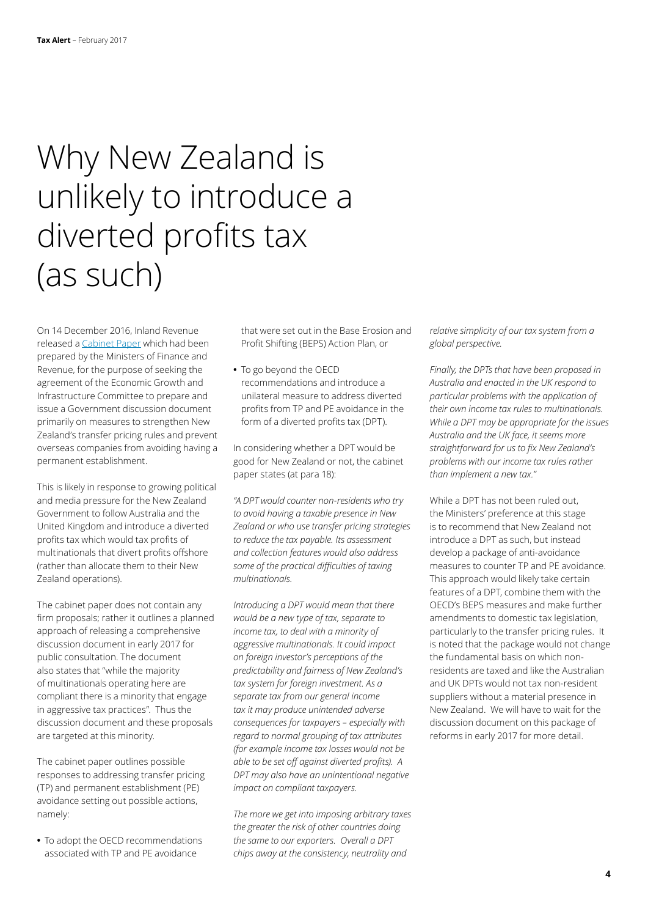# Why New Zealand is unlikely to introduce a diverted profits tax (as such)

On 14 December 2016, Inland Revenue released a Cabinet Paper which had been prepared by the Ministers of Finance and Revenue, for the purpose of seeking the agreement of the Economic Growth and Infrastructure Committee to prepare and issue a Government discussion document primarily on measures to strengthen New Zealand's transfer pricing rules and prevent overseas companies from avoiding having a permanent establishment.

This is likely in response to growing political and media pressure for the New Zealand Government to follow Australia and the United Kingdom and introduce a diverted profits tax which would tax profits of multinationals that divert profits offshore (rather than allocate them to their New Zealand operations).

The cabinet paper does not contain any firm proposals; rather it outlines a planned approach of releasing a comprehensive discussion document in early 2017 for public consultation. The document also states that "while the majority of multinationals operating here are compliant there is a minority that engage in aggressive tax practices". Thus the discussion document and these proposals are targeted at this minority.

The cabinet paper outlines possible responses to addressing transfer pricing (TP) and permanent establishment (PE) avoidance setting out possible actions, namely:

- To adopt the OECD recommendations associated with TP and PE avoidance that were set out in the Base Erosion and Profit Shifting (BEPS) Action Plan, or
- To go beyond the OECD recommendations and introduce a unilateral measure to address diverted profits from TP and PE avoidance in the form of a diverted profits tax (DPT).

In considering whether a DPT would be good for New Zealand or not, the cabinet paper states (at para 18):

*"A DPT would counter non-residents who try to avoid having a taxable presence in New Zealand or who use transfer pricing strategies to reduce the tax payable. Its assessment and collection features would also address some of the practical difficulties of taxing multinationals.*

*Introducing a DPT would mean that there would be a new type of tax, separate to income tax, to deal with a minority of aggressive multinationals. It could impact on foreign investor's perceptions of the predictability and fairness of New Zealand's tax system for foreign investment. As a separate tax from our general income tax it may produce unintended adverse consequences for taxpayers – especially with regard to normal grouping of tax attributes (for example income tax losses would not be able to be set off against diverted profits). A DPT may also have an unintentional negative impact on compliant taxpayers.*

*The more we get into imposing arbitrary taxes the greater the risk of other countries doing the same to our exporters. Overall a DPT chips away at the consistency, neutrality and relative simplicity of our tax system from a global perspective.*

*Finally, the DPTs that have been proposed in Australia and enacted in the UK respond to particular problems with the application of their own income tax rules to multinationals. While a DPT may be appropriate for the issues Australia and the UK face, it seems more straightforward for us to fix New Zealand's problems with our income tax rules rather than implement a new tax."*

While a DPT has not been ruled out, the Ministers' preference at this stage is to recommend that New Zealand not introduce a DPT as such, but instead develop a package of anti-avoidance measures to counter TP and PE avoidance. This approach would likely take certain features of a DPT, combine them with the OECD's BEPS measures and make further amendments to domestic tax legislation, particularly to the transfer pricing rules. It is noted that the package would not change the fundamental basis on which non-residents are taxed and like the Australian and UK DPTs would not tax non-resident suppliers without a material presence in New Zealand. We will have to wait for the discussion document on this package of reforms in early 2017 for more detail.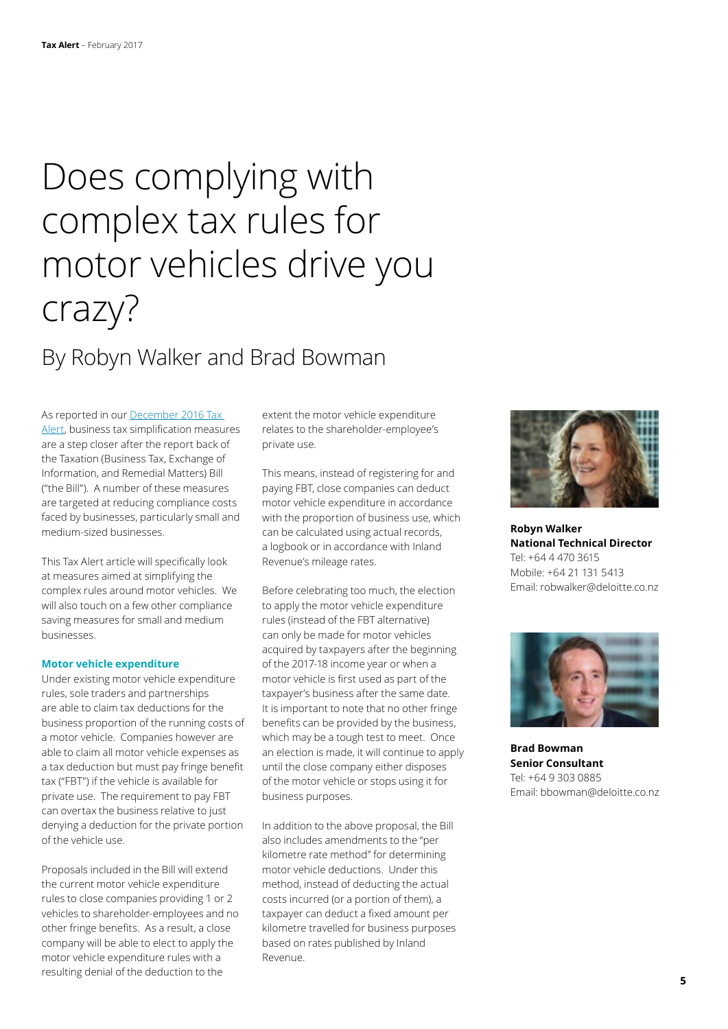# Does complying with complex tax rules for motor vehicles drive you crazy?

## By Robyn Walker and Brad Bowman

As reported in our [December 2016 Tax Alert](), business tax simplification measures are a step closer after the report back of the Taxation (Business Tax, Exchange of Information, and Remedial Matters) Bill ("the Bill"). A number of these measures are targeted at reducing compliance costs faced by businesses, particularly small and medium-sized businesses.

This Tax Alert article will specifically look at measures aimed at simplifying the complex rules around motor vehicles. We will also touch on a few other compliance saving measures for small and medium businesses.

### Motor vehicle expenditure

Under existing motor vehicle expenditure rules, sole traders and partnerships are able to claim tax deductions for the business proportion of the running costs of a motor vehicle. Companies however are able to claim all motor vehicle expenses as a tax deduction but must pay fringe benefit tax ("FBT") if the vehicle is available for private use. The requirement to pay FBT can overtax the business relative to just denying a deduction for the private portion of the vehicle use.

Proposals included in the Bill will extend the current motor vehicle expenditure rules to close companies providing 1 or 2 vehicles to shareholder-employees and no other fringe benefits. As a result, a close company will be able to elect to apply the motor vehicle expenditure rules with a resulting denial of the deduction to the extent the motor vehicle expenditure relates to the shareholder-employee's private use.

This means, instead of registering for and paying FBT, close companies can deduct motor vehicle expenditure in accordance with the proportion of business use, which can be calculated using actual records, a logbook or in accordance with Inland Revenue's mileage rates.

Before celebrating too much, the election to apply the motor vehicle expenditure rules (instead of the FBT alternative) can only be made for motor vehicles acquired by taxpayers after the beginning of the 2017-18 income year or when a motor vehicle is first used as part of the taxpayer's business after the same date. It is important to note that no other fringe benefits can be provided by the business, which may be a tough test to meet. Once an election is made, it will continue to apply until the close company either disposes of the motor vehicle or stops using it for business purposes.

In addition to the above proposal, the Bill also includes amendments to the "per kilometre rate method" for determining motor vehicle deductions. Under this method, instead of deducting the actual costs incurred (or a portion of them), a taxpayer can deduct a fixed amount per kilometre travelled for business purposes based on rates published by Inland Revenue.

**Robyn Walker**
**National Technical Director**
Tel: +64 4 470 3615
Mobile: +64 21 131 5413
Email: robwalker@deloitte.co.nz

**Brad Bowman**
**Senior Consultant**
Tel: +64 9 303 0885
Email: bbowman@deloitte.co.nz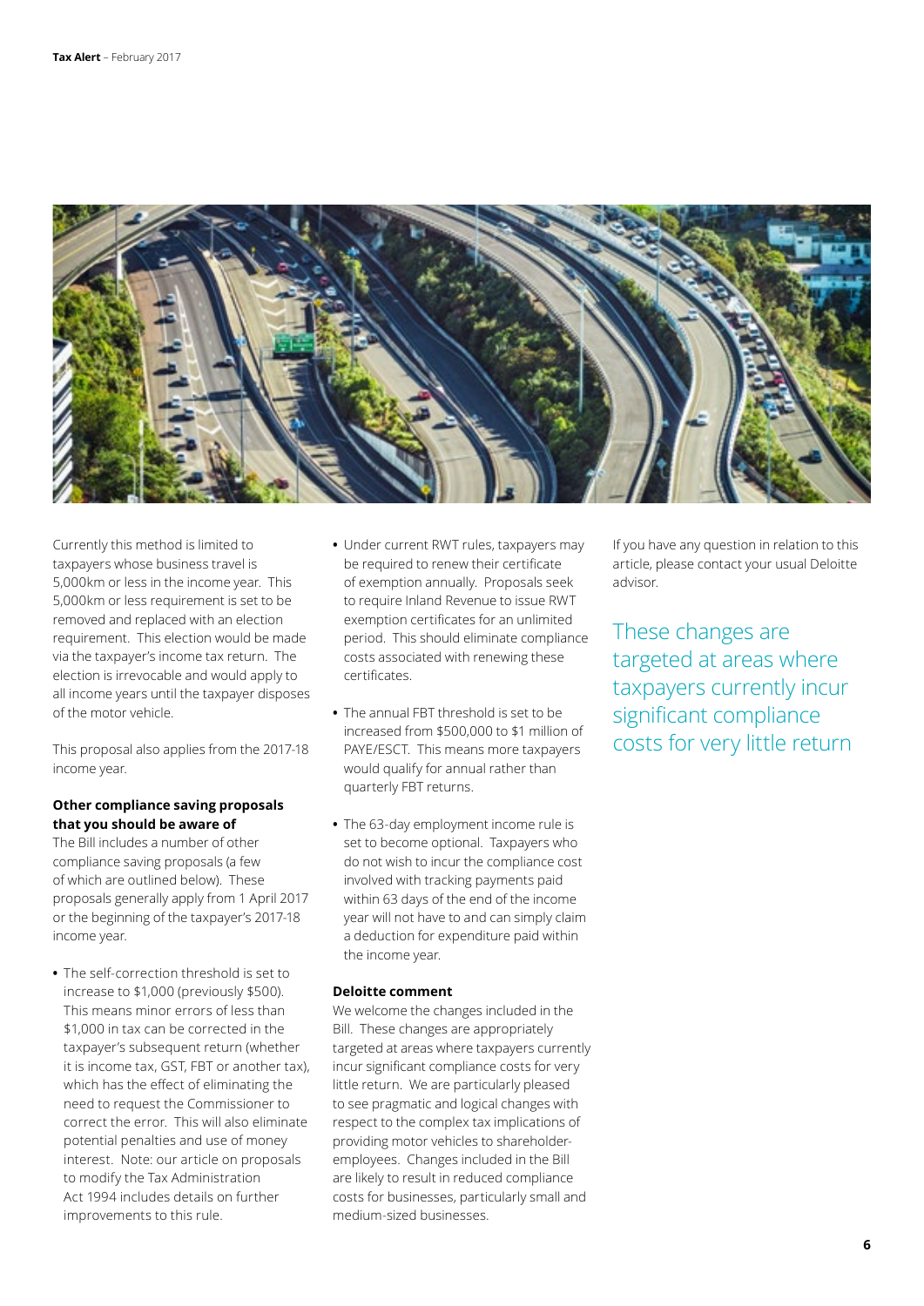Currently this method is limited to taxpayers whose business travel is 5,000km or less in the income year. This 5,000km or less requirement is set to be removed and replaced with an election requirement. This election would be made via the taxpayer's income tax return. The election is irrevocable and would apply to all income years until the taxpayer disposes of the motor vehicle.

This proposal also applies from the 2017-18 income year.

**Other compliance saving proposals that you should be aware of**

The Bill includes a number of other compliance saving proposals (a few of which are outlined below). These proposals generally apply from 1 April 2017 or the beginning of the taxpayer's 2017-18 income year.

- The self-correction threshold is set to increase to $1,000 (previously $500). This means minor errors of less than $1,000 in tax can be corrected in the taxpayer's subsequent return (whether it is income tax, GST, FBT or another tax), which has the effect of eliminating the need to request the Commissioner to correct the error. This will also eliminate potential penalties and use of money interest. Note: our article on proposals to modify the Tax Administration Act 1994 includes details on further improvements to this rule.
- Under current RWT rules, taxpayers may be required to renew their certificate of exemption annually. Proposals seek to require Inland Revenue to issue RWT exemption certificates for an unlimited period. This should eliminate compliance costs associated with renewing these certificates.
- The annual FBT threshold is set to be increased from $500,000 to $1 million of PAYE/ESCT. This means more taxpayers would qualify for annual rather than quarterly FBT returns.
- The 63-day employment income rule is set to become optional. Taxpayers who do not wish to incur the compliance cost involved with tracking payments paid within 63 days of the end of the income year will not have to and can simply claim a deduction for expenditure paid within the income year.

**Deloitte comment**

We welcome the changes included in the Bill. These changes are appropriately targeted at areas where taxpayers currently incur significant compliance costs for very little return. We are particularly pleased to see pragmatic and logical changes with respect to the complex tax implications of providing motor vehicles to shareholder-employees. Changes included in the Bill are likely to result in reduced compliance costs for businesses, particularly small and medium-sized businesses.

If you have any question in relation to this article, please contact your usual Deloitte advisor.

These changes are targeted at areas where taxpayers currently incur significant compliance costs for very little return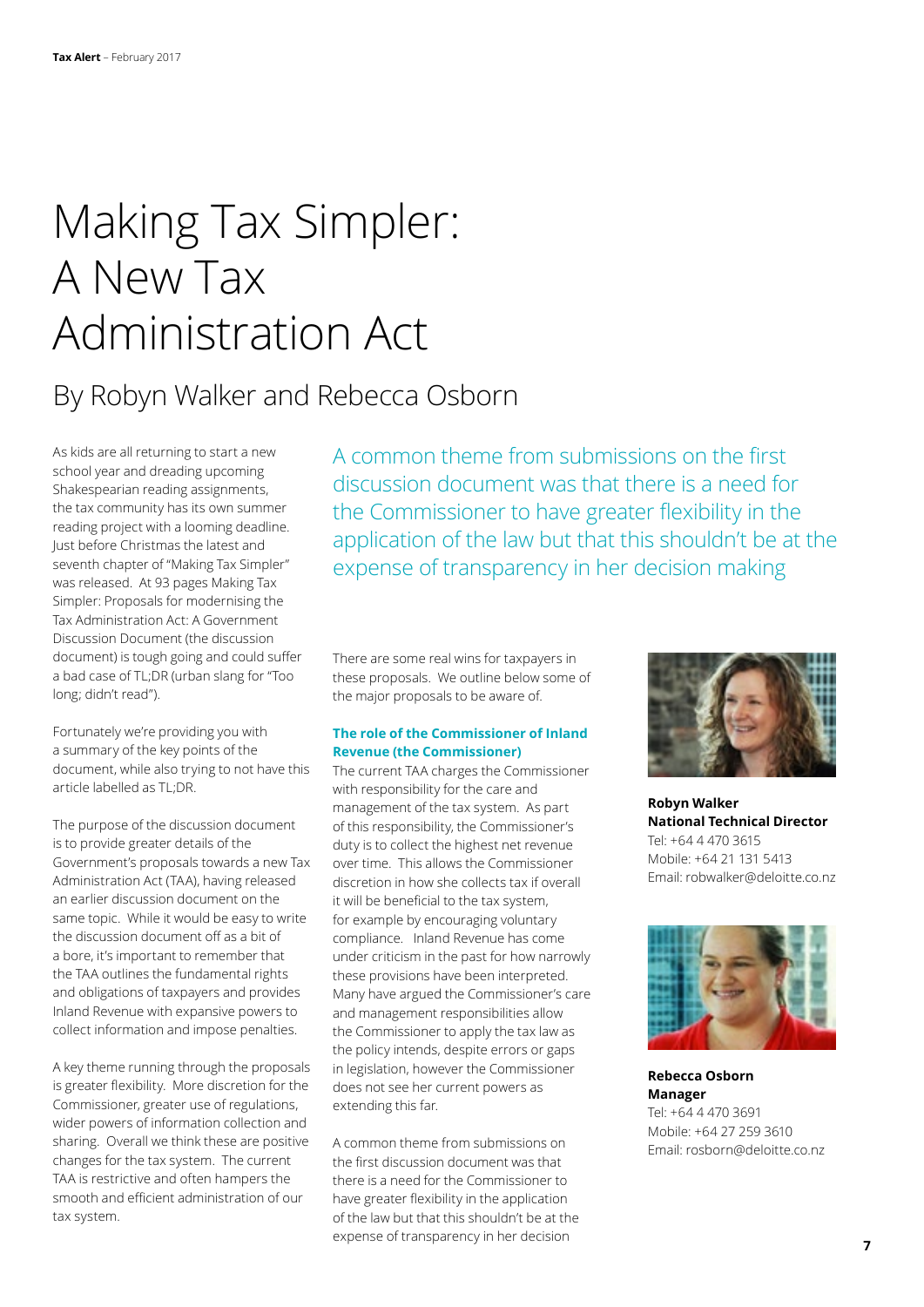# Making Tax Simpler: A New Tax Administration Act

## By Robyn Walker and Rebecca Osborn

As kids are all returning to start a new school year and dreading upcoming Shakespearian reading assignments, the tax community has its own summer reading project with a looming deadline. Just before Christmas the latest and seventh chapter of "Making Tax Simpler" was released. At 93 pages Making Tax Simpler: Proposals for modernising the Tax Administration Act: A Government Discussion Document (the discussion document) is tough going and could suffer a bad case of TL;DR (urban slang for "Too long; didn't read").

Fortunately we're providing you with a summary of the key points of the document, while also trying to not have this article labelled as TL;DR.

The purpose of the discussion document is to provide greater details of the Government's proposals towards a new Tax Administration Act (TAA), having released an earlier discussion document on the same topic. While it would be easy to write the discussion document off as a bit of a bore, it's important to remember that the TAA outlines the fundamental rights and obligations of taxpayers and provides Inland Revenue with expansive powers to collect information and impose penalties.

A key theme running through the proposals is greater flexibility. More discretion for the Commissioner, greater use of regulations, wider powers of information collection and sharing. Overall we think these are positive changes for the tax system. The current TAA is restrictive and often hampers the smooth and efficient administration of our tax system.

> A common theme from submissions on the first discussion document was that there is a need for the Commissioner to have greater flexibility in the application of the law but that this shouldn't be at the expense of transparency in her decision making

There are some real wins for taxpayers in these proposals. We outline below some of the major proposals to be aware of.

**The role of the Commissioner of Inland Revenue (the Commissioner)**

The current TAA charges the Commissioner with responsibility for the care and management of the tax system. As part of this responsibility, the Commissioner's duty is to collect the highest net revenue over time. This allows the Commissioner discretion in how she collects tax if overall it will be beneficial to the tax system, for example by encouraging voluntary compliance. Inland Revenue has come under criticism in the past for how narrowly these provisions have been interpreted. Many have argued the Commissioner's care and management responsibilities allow the Commissioner to apply the tax law as the policy intends, despite errors or gaps in legislation, however the Commissioner does not see her current powers as extending this far.

A common theme from submissions on the first discussion document was that there is a need for the Commissioner to have greater flexibility in the application of the law but that this shouldn't be at the expense of transparency in her decision

**Robyn Walker**
**National Technical Director**
Tel: +64 4 470 3615
Mobile: +64 21 131 5413
Email: robwalker@deloitte.co.nz

**Rebecca Osborn**
**Manager**
Tel: +64 4 470 3691
Mobile: +64 27 259 3610
Email: rosborn@deloitte.co.nz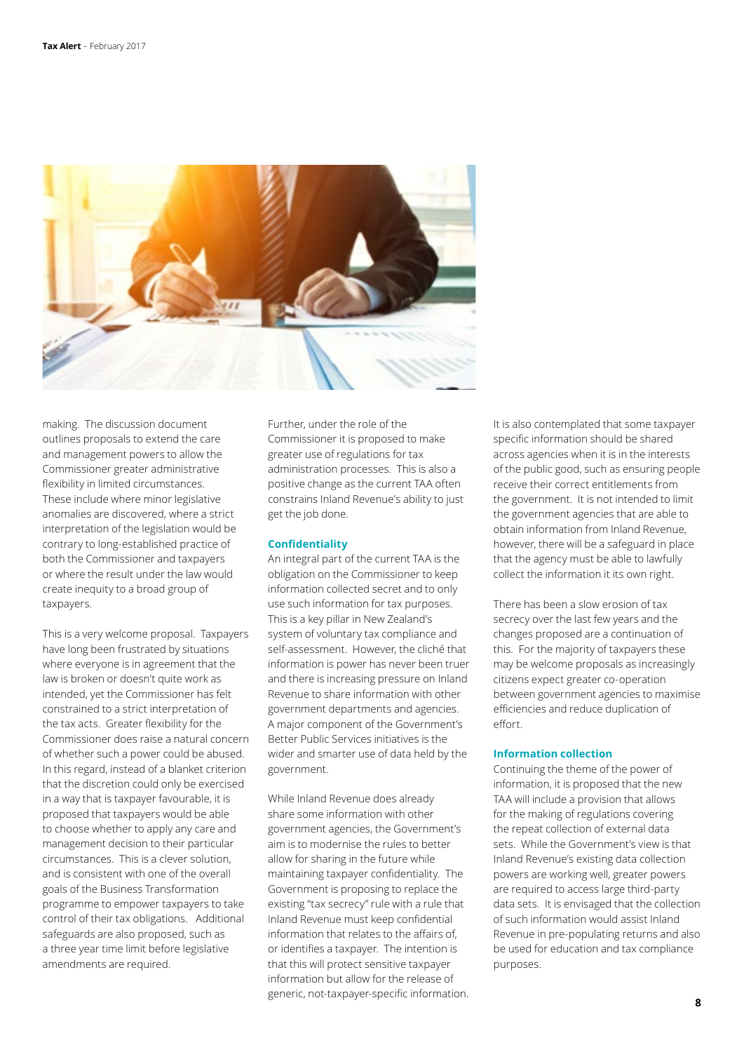making. The discussion document outlines proposals to extend the care and management powers to allow the Commissioner greater administrative flexibility in limited circumstances. These include where minor legislative anomalies are discovered, where a strict interpretation of the legislation would be contrary to long-established practice of both the Commissioner and taxpayers or where the result under the law would create inequity to a broad group of taxpayers.

This is a very welcome proposal. Taxpayers have long been frustrated by situations where everyone is in agreement that the law is broken or doesn't quite work as intended, yet the Commissioner has felt constrained to a strict interpretation of the tax acts. Greater flexibility for the Commissioner does raise a natural concern of whether such a power could be abused. In this regard, instead of a blanket criterion that the discretion could only be exercised in a way that is taxpayer favourable, it is proposed that taxpayers would be able to choose whether to apply any care and management decision to their particular circumstances. This is a clever solution, and is consistent with one of the overall goals of the Business Transformation programme to empower taxpayers to take control of their tax obligations. Additional safeguards are also proposed, such as a three year time limit before legislative amendments are required.

Further, under the role of the Commissioner it is proposed to make greater use of regulations for tax administration processes. This is also a positive change as the current TAA often constrains Inland Revenue's ability to just get the job done.

### Confidentiality

An integral part of the current TAA is the obligation on the Commissioner to keep information collected secret and to only use such information for tax purposes. This is a key pillar in New Zealand's system of voluntary tax compliance and self-assessment. However, the cliché that information is power has never been truer and there is increasing pressure on Inland Revenue to share information with other government departments and agencies. A major component of the Government's Better Public Services initiatives is the wider and smarter use of data held by the government.

While Inland Revenue does already share some information with other government agencies, the Government's aim is to modernise the rules to better allow for sharing in the future while maintaining taxpayer confidentiality. The Government is proposing to replace the existing "tax secrecy" rule with a rule that Inland Revenue must keep confidential information that relates to the affairs of, or identifies a taxpayer. The intention is that this will protect sensitive taxpayer information but allow for the release of generic, not-taxpayer-specific information.

It is also contemplated that some taxpayer specific information should be shared across agencies when it is in the interests of the public good, such as ensuring people receive their correct entitlements from the government. It is not intended to limit the government agencies that are able to obtain information from Inland Revenue, however, there will be a safeguard in place that the agency must be able to lawfully collect the information it its own right.

There has been a slow erosion of tax secrecy over the last few years and the changes proposed are a continuation of this. For the majority of taxpayers these may be welcome proposals as increasingly citizens expect greater co-operation between government agencies to maximise efficiencies and reduce duplication of effort.

### Information collection

Continuing the theme of the power of information, it is proposed that the new TAA will include a provision that allows for the making of regulations covering the repeat collection of external data sets. While the Government's view is that Inland Revenue's existing data collection powers are working well, greater powers are required to access large third-party data sets. It is envisaged that the collection of such information would assist Inland Revenue in pre-populating returns and also be used for education and tax compliance purposes.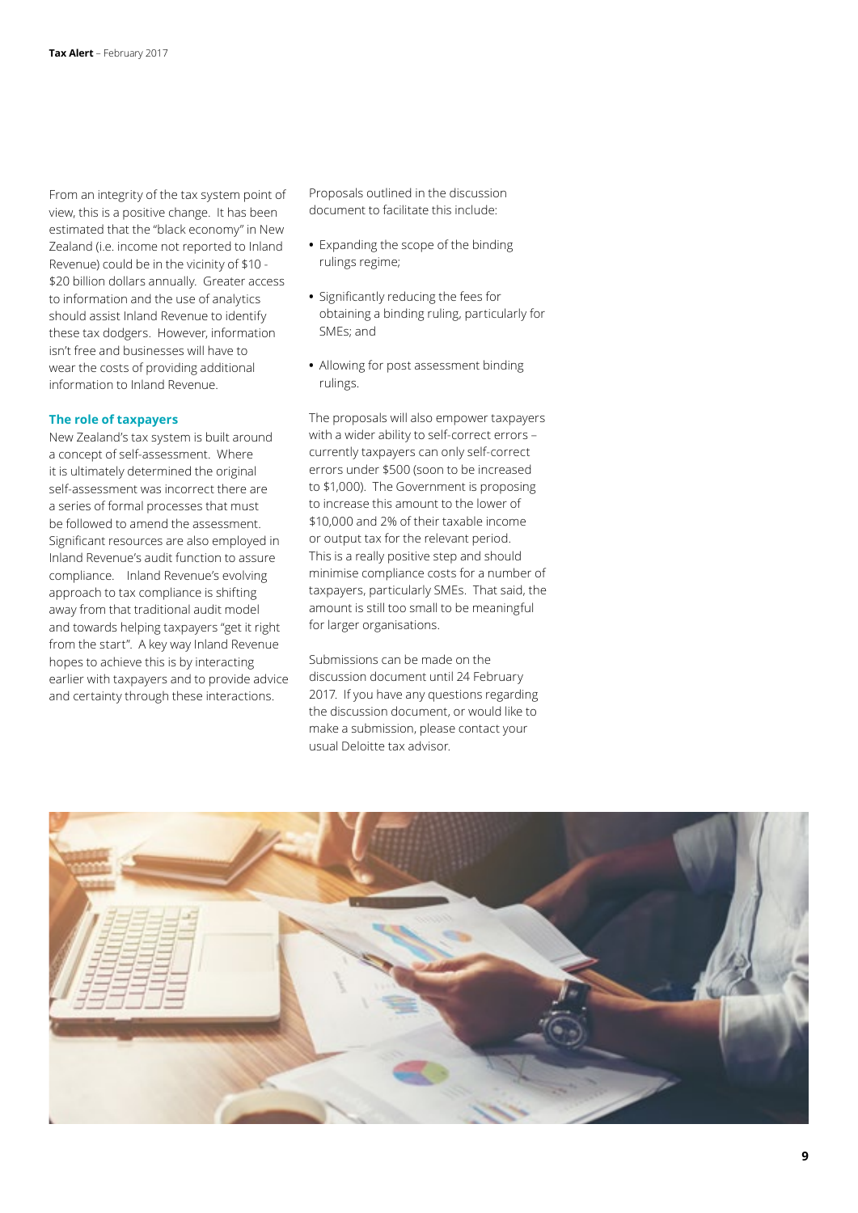From an integrity of the tax system point of view, this is a positive change. It has been estimated that the "black economy" in New Zealand (i.e. income not reported to Inland Revenue) could be in the vicinity of $10 - $20 billion dollars annually. Greater access to information and the use of analytics should assist Inland Revenue to identify these tax dodgers. However, information isn't free and businesses will have to wear the costs of providing additional information to Inland Revenue.

### The role of taxpayers

New Zealand's tax system is built around a concept of self-assessment. Where it is ultimately determined the original self-assessment was incorrect there are a series of formal processes that must be followed to amend the assessment. Significant resources are also employed in Inland Revenue's audit function to assure compliance. Inland Revenue's evolving approach to tax compliance is shifting away from that traditional audit model and towards helping taxpayers "get it right from the start". A key way Inland Revenue hopes to achieve this is by interacting earlier with taxpayers and to provide advice and certainty through these interactions.

Proposals outlined in the discussion document to facilitate this include:

- Expanding the scope of the binding rulings regime;
- Significantly reducing the fees for obtaining a binding ruling, particularly for SMEs; and
- Allowing for post assessment binding rulings.

The proposals will also empower taxpayers with a wider ability to self-correct errors – currently taxpayers can only self-correct errors under $500 (soon to be increased to $1,000). The Government is proposing to increase this amount to the lower of $10,000 and 2% of their taxable income or output tax for the relevant period. This is a really positive step and should minimise compliance costs for a number of taxpayers, particularly SMEs. That said, the amount is still too small to be meaningful for larger organisations.

Submissions can be made on the discussion document until 24 February 2017. If you have any questions regarding the discussion document, or would like to make a submission, please contact your usual Deloitte tax advisor.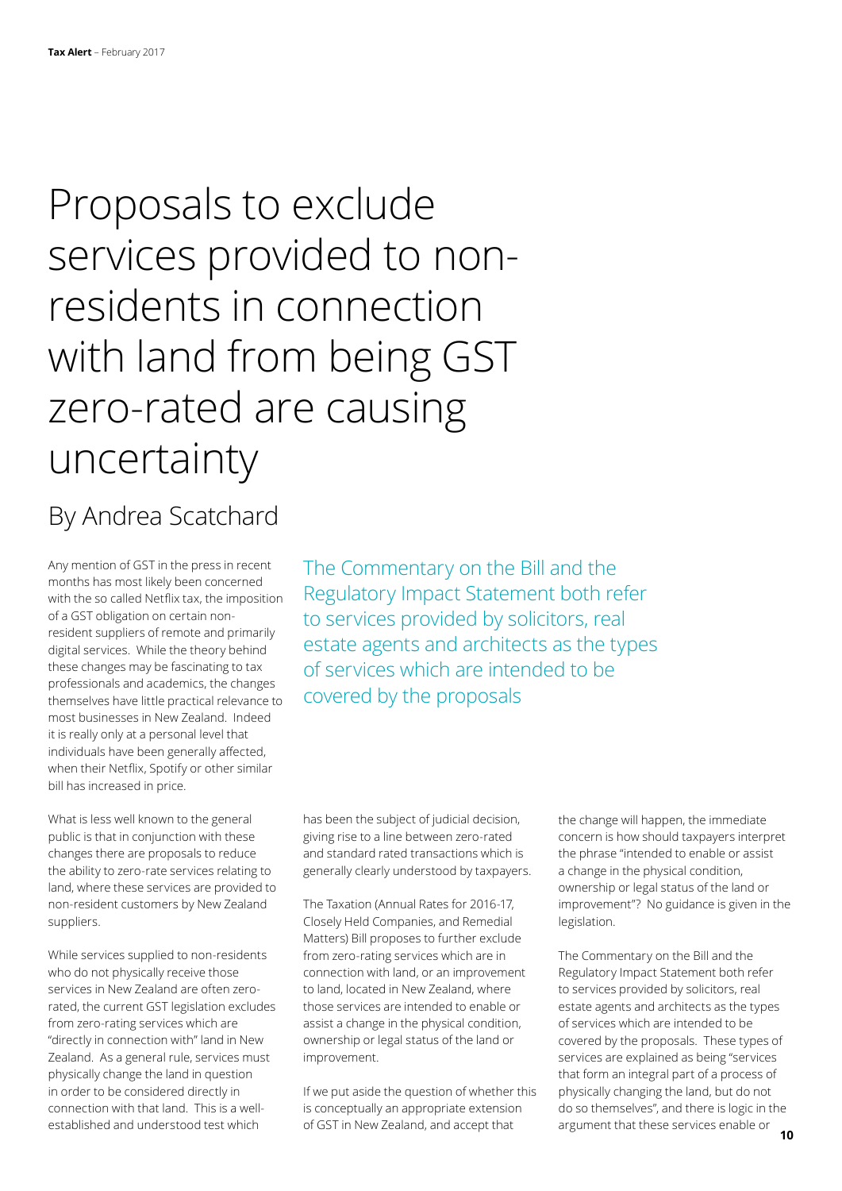# Proposals to exclude services provided to non-residents in connection with land from being GST zero-rated are causing uncertainty

## By Andrea Scatchard

Any mention of GST in the press in recent months has most likely been concerned with the so called Netflix tax, the imposition of a GST obligation on certain non-resident suppliers of remote and primarily digital services. While the theory behind these changes may be fascinating to tax professionals and academics, the changes themselves have little practical relevance to most businesses in New Zealand. Indeed it is really only at a personal level that individuals have been generally affected, when their Netflix, Spotify or other similar bill has increased in price.

> The Commentary on the Bill and the Regulatory Impact Statement both refer to services provided by solicitors, real estate agents and architects as the types of services which are intended to be covered by the proposals

What is less well known to the general public is that in conjunction with these changes there are proposals to reduce the ability to zero-rate services relating to land, where these services are provided to non-resident customers by New Zealand suppliers.

While services supplied to non-residents who do not physically receive those services in New Zealand are often zero-rated, the current GST legislation excludes from zero-rating services which are "directly in connection with" land in New Zealand. As a general rule, services must physically change the land in question in order to be considered directly in connection with that land. This is a well-established and understood test which has been the subject of judicial decision, giving rise to a line between zero-rated and standard rated transactions which is generally clearly understood by taxpayers.

The Taxation (Annual Rates for 2016-17, Closely Held Companies, and Remedial Matters) Bill proposes to further exclude from zero-rating services which are in connection with land, or an improvement to land, located in New Zealand, where those services are intended to enable or assist a change in the physical condition, ownership or legal status of the land or improvement.

If we put aside the question of whether this is conceptually an appropriate extension of GST in New Zealand, and accept that the change will happen, the immediate concern is how should taxpayers interpret the phrase "intended to enable or assist a change in the physical condition, ownership or legal status of the land or improvement"? No guidance is given in the legislation.

The Commentary on the Bill and the Regulatory Impact Statement both refer to services provided by solicitors, real estate agents and architects as the types of services which are intended to be covered by the proposals. These types of services are explained as being "services that form an integral part of a process of physically changing the land, but do not do so themselves", and there is logic in the argument that these services enable or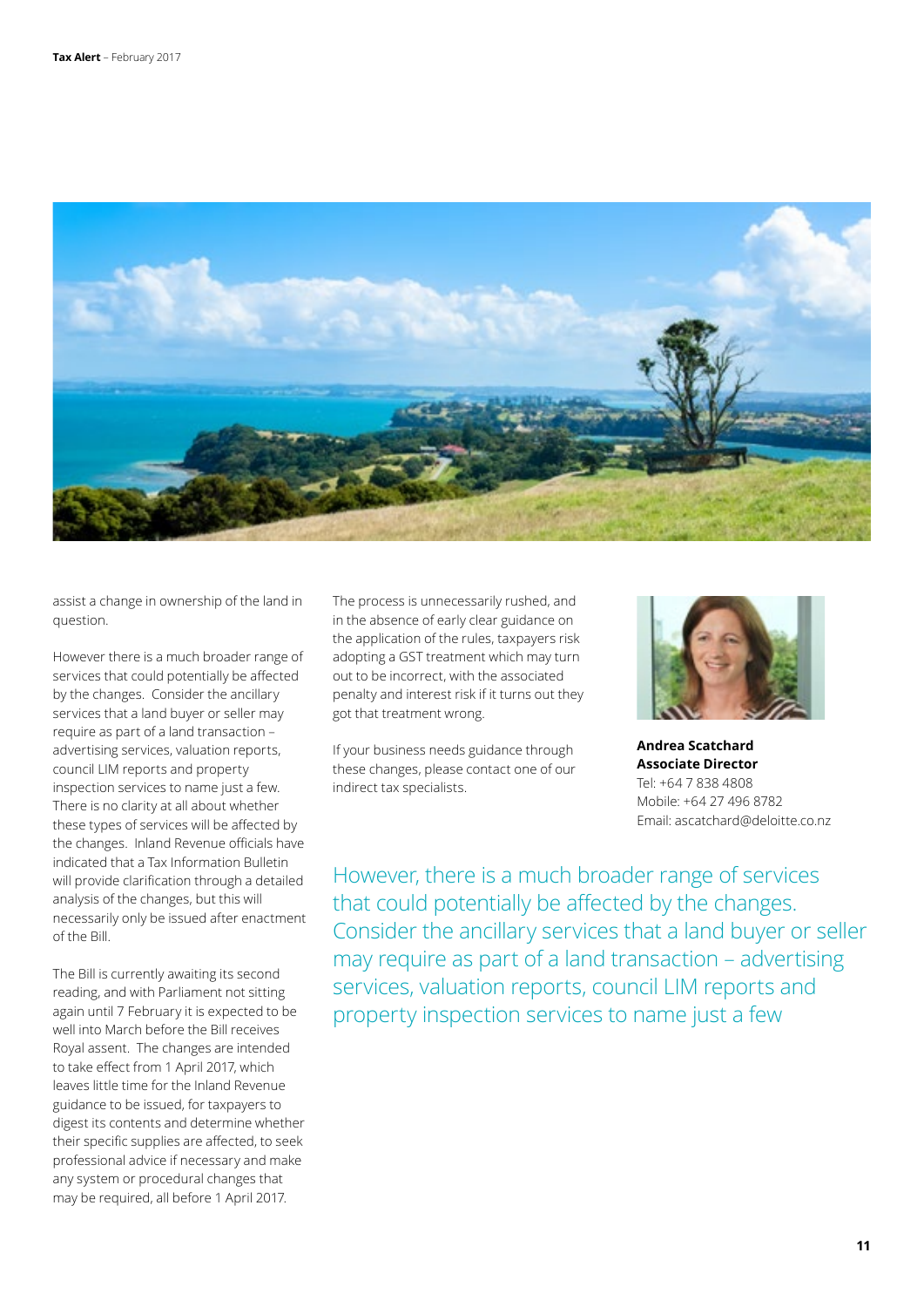assist a change in ownership of the land in question.

However there is a much broader range of services that could potentially be affected by the changes. Consider the ancillary services that a land buyer or seller may require as part of a land transaction – advertising services, valuation reports, council LIM reports and property inspection services to name just a few. There is no clarity at all about whether these types of services will be affected by the changes. Inland Revenue officials have indicated that a Tax Information Bulletin will provide clarification through a detailed analysis of the changes, but this will necessarily only be issued after enactment of the Bill.

The Bill is currently awaiting its second reading, and with Parliament not sitting again until 7 February it is expected to be well into March before the Bill receives Royal assent. The changes are intended to take effect from 1 April 2017, which leaves little time for the Inland Revenue guidance to be issued, for taxpayers to digest its contents and determine whether their specific supplies are affected, to seek professional advice if necessary and make any system or procedural changes that may be required, all before 1 April 2017.

The process is unnecessarily rushed, and in the absence of early clear guidance on the application of the rules, taxpayers risk adopting a GST treatment which may turn out to be incorrect, with the associated penalty and interest risk if it turns out they got that treatment wrong.

If your business needs guidance through these changes, please contact one of our indirect tax specialists.

**Andrea Scatchard**
**Associate Director**
Tel: +64 7 838 4808
Mobile: +64 27 496 8782
Email: ascatchard@deloitte.co.nz

> However, there is a much broader range of services that could potentially be affected by the changes. Consider the ancillary services that a land buyer or seller may require as part of a land transaction – advertising services, valuation reports, council LIM reports and property inspection services to name just a few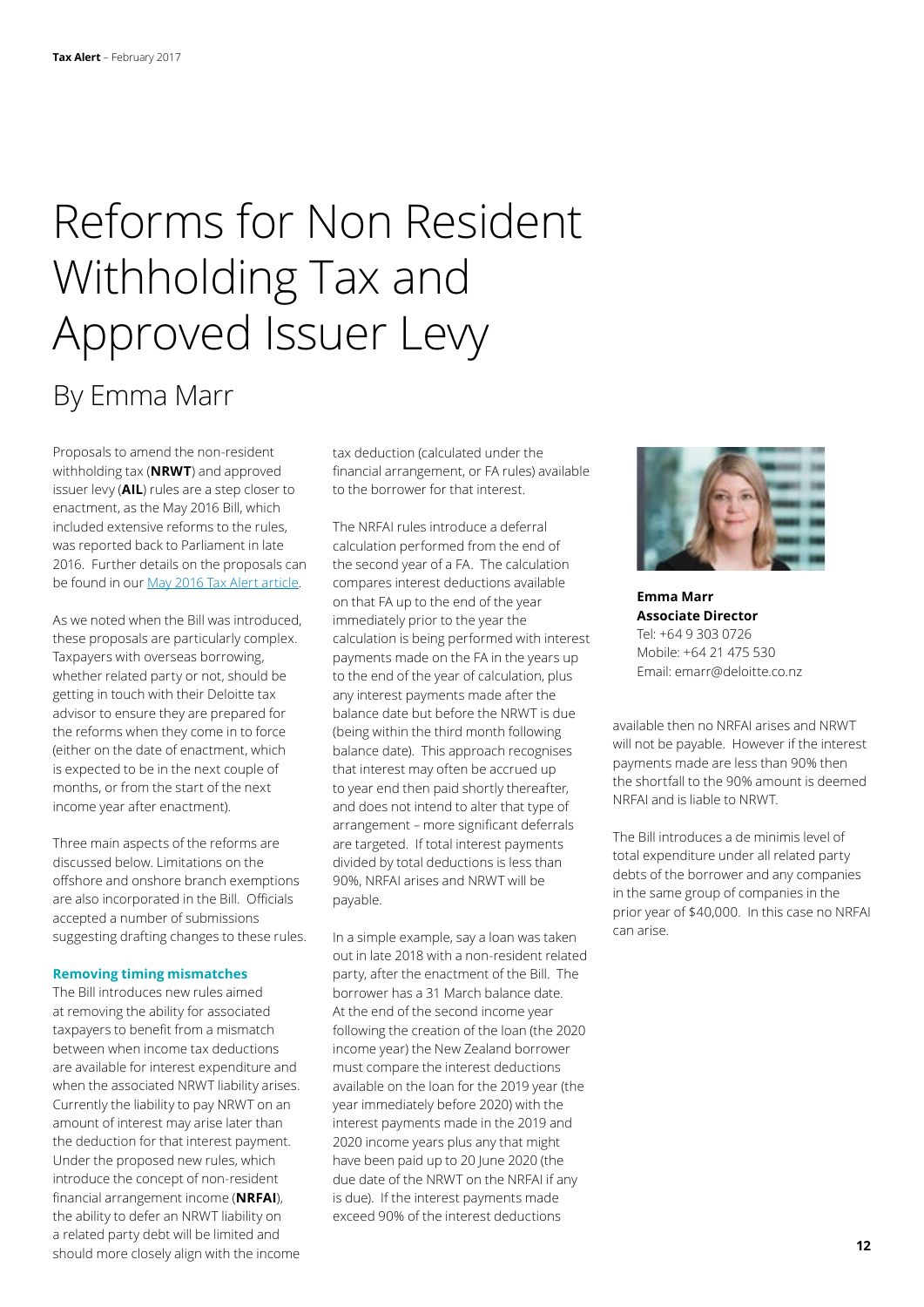# Reforms for Non Resident Withholding Tax and Approved Issuer Levy

## By Emma Marr

**Emma Marr**
**Associate Director**
Tel: +64 9 303 0726
Mobile: +64 21 475 530
Email: emarr@deloitte.co.nz

Proposals to amend the non-resident withholding tax (**NRWT**) and approved issuer levy (**AIL**) rules are a step closer to enactment, as the May 2016 Bill, which included extensive reforms to the rules, was reported back to Parliament in late 2016. Further details on the proposals can be found in our [May 2016 Tax Alert article](#).

As we noted when the Bill was introduced, these proposals are particularly complex. Taxpayers with overseas borrowing, whether related party or not, should be getting in touch with their Deloitte tax advisor to ensure they are prepared for the reforms when they come in to force (either on the date of enactment, which is expected to be in the next couple of months, or from the start of the next income year after enactment).

Three main aspects of the reforms are discussed below. Limitations on the offshore and onshore branch exemptions are also incorporated in the Bill. Officials accepted a number of submissions suggesting drafting changes to these rules.

### Removing timing mismatches

The Bill introduces new rules aimed at removing the ability for associated taxpayers to benefit from a mismatch between when income tax deductions are available for interest expenditure and when the associated NRWT liability arises. Currently the liability to pay NRWT on an amount of interest may arise later than the deduction for that interest payment. Under the proposed new rules, which introduce the concept of non-resident financial arrangement income (**NRFAI**), the ability to defer an NRWT liability on a related party debt will be limited and should more closely align with the income tax deduction (calculated under the financial arrangement, or FA rules) available to the borrower for that interest.

The NRFAI rules introduce a deferral calculation performed from the end of the second year of a FA. The calculation compares interest deductions available on that FA up to the end of the year immediately prior to the year the calculation is being performed with interest payments made on the FA in the years up to the end of the year of calculation, plus any interest payments made after the balance date but before the NRWT is due (being within the third month following balance date). This approach recognises that interest may often be accrued up to year end then paid shortly thereafter, and does not intend to alter that type of arrangement – more significant deferrals are targeted. If total interest payments divided by total deductions is less than 90%, NRFAI arises and NRWT will be payable.

In a simple example, say a loan was taken out in late 2018 with a non-resident related party, after the enactment of the Bill. The borrower has a 31 March balance date. At the end of the second income year following the creation of the loan (the 2020 income year) the New Zealand borrower must compare the interest deductions available on the loan for the 2019 year (the year immediately before 2020) with the interest payments made in the 2019 and 2020 income years plus any that might have been paid up to 20 June 2020 (the due date of the NRWT on the NRFAI if any is due). If the interest payments made exceed 90% of the interest deductions available then no NRFAI arises and NRWT will not be payable. However if the interest payments made are less than 90% then the shortfall to the 90% amount is deemed NRFAI and is liable to NRWT.

The Bill introduces a de minimis level of total expenditure under all related party debts of the borrower and any companies in the same group of companies in the prior year of $40,000. In this case no NRFAI can arise.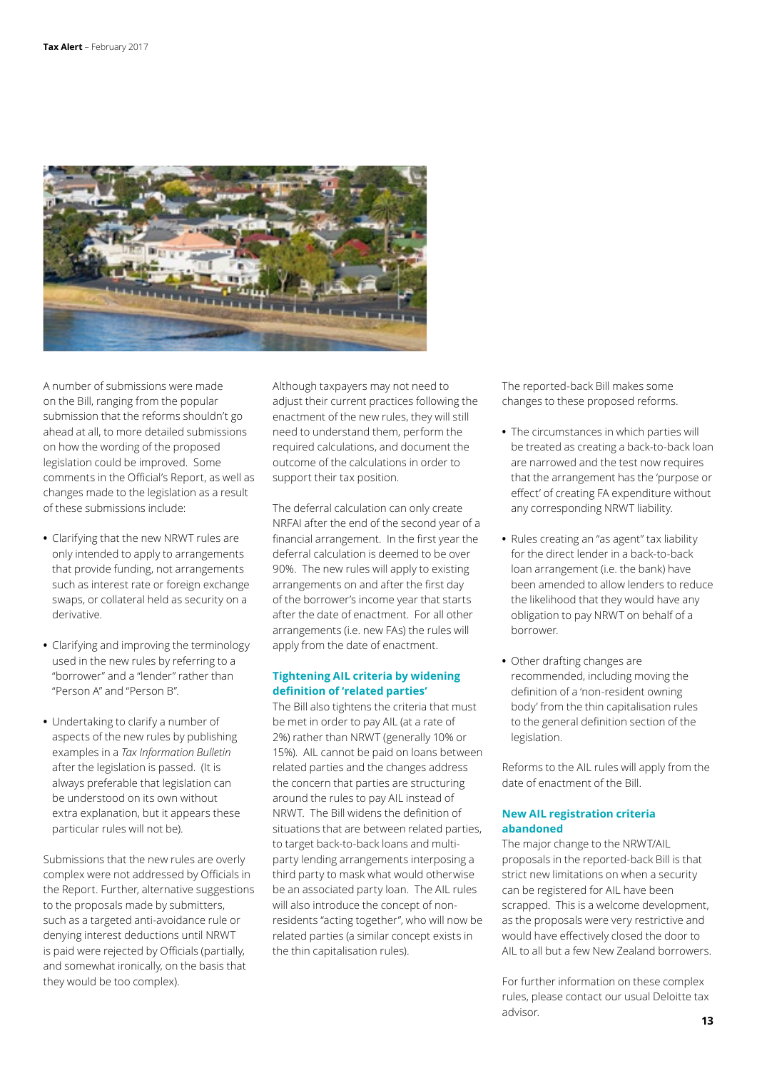A number of submissions were made on the Bill, ranging from the popular submission that the reforms shouldn't go ahead at all, to more detailed submissions on how the wording of the proposed legislation could be improved. Some comments in the Official's Report, as well as changes made to the legislation as a result of these submissions include:

- Clarifying that the new NRWT rules are only intended to apply to arrangements that provide funding, not arrangements such as interest rate or foreign exchange swaps, or collateral held as security on a derivative.
- Clarifying and improving the terminology used in the new rules by referring to a "borrower" and a "lender" rather than "Person A" and "Person B".
- Undertaking to clarify a number of aspects of the new rules by publishing examples in a *Tax Information Bulletin* after the legislation is passed. (It is always preferable that legislation can be understood on its own without extra explanation, but it appears these particular rules will not be).

Submissions that the new rules are overly complex were not addressed by Officials in the Report. Further, alternative suggestions to the proposals made by submitters, such as a targeted anti-avoidance rule or denying interest deductions until NRWT is paid were rejected by Officials (partially, and somewhat ironically, on the basis that they would be too complex).

Although taxpayers may not need to adjust their current practices following the enactment of the new rules, they will still need to understand them, perform the required calculations, and document the outcome of the calculations in order to support their tax position.

The deferral calculation can only create NRFAI after the end of the second year of a financial arrangement. In the first year the deferral calculation is deemed to be over 90%. The new rules will apply to existing arrangements on and after the first day of the borrower's income year that starts after the date of enactment. For all other arrangements (i.e. new FAs) the rules will apply from the date of enactment.

### Tightening AIL criteria by widening definition of 'related parties'

The Bill also tightens the criteria that must be met in order to pay AIL (at a rate of 2%) rather than NRWT (generally 10% or 15%). AIL cannot be paid on loans between related parties and the changes address the concern that parties are structuring around the rules to pay AIL instead of NRWT. The Bill widens the definition of situations that are between related parties, to target back-to-back loans and multi-party lending arrangements interposing a third party to mask what would otherwise be an associated party loan. The AIL rules will also introduce the concept of non-residents "acting together", who will now be related parties (a similar concept exists in the thin capitalisation rules).

The reported-back Bill makes some changes to these proposed reforms.

- The circumstances in which parties will be treated as creating a back-to-back loan are narrowed and the test now requires that the arrangement has the 'purpose or effect' of creating FA expenditure without any corresponding NRWT liability.
- Rules creating an "as agent" tax liability for the direct lender in a back-to-back loan arrangement (i.e. the bank) have been amended to allow lenders to reduce the likelihood that they would have any obligation to pay NRWT on behalf of a borrower.
- Other drafting changes are recommended, including moving the definition of a 'non-resident owning body' from the thin capitalisation rules to the general definition section of the legislation.

Reforms to the AIL rules will apply from the date of enactment of the Bill.

### New AIL registration criteria abandoned

The major change to the NRWT/AIL proposals in the reported-back Bill is that strict new limitations on when a security can be registered for AIL have been scrapped. This is a welcome development, as the proposals were very restrictive and would have effectively closed the door to AIL to all but a few New Zealand borrowers.

For further information on these complex rules, please contact our usual Deloitte tax advisor.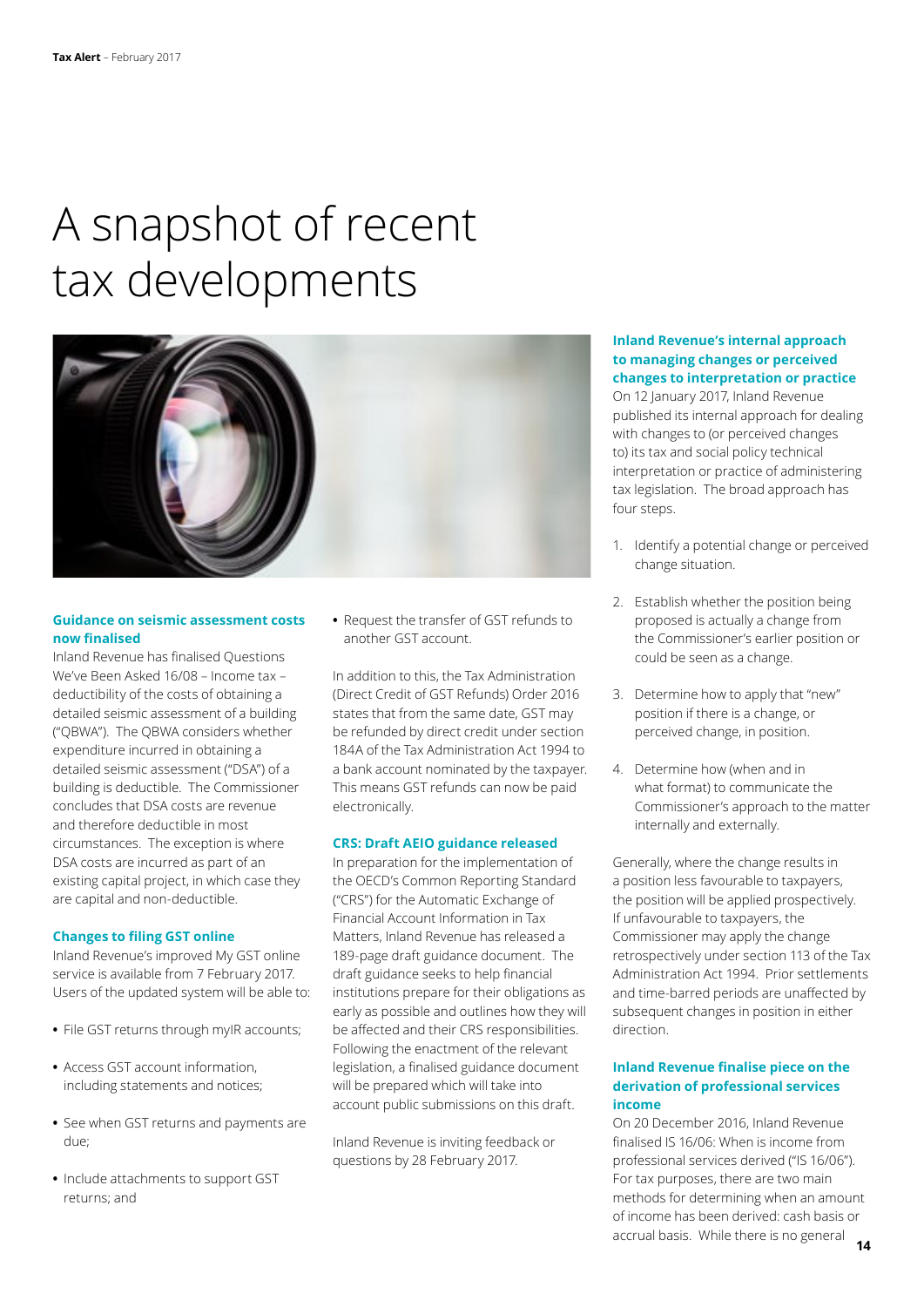# A snapshot of recent tax developments

### Guidance on seismic assessment costs now finalised

Inland Revenue has finalised Questions We've Been Asked 16/08 – Income tax – deductibility of the costs of obtaining a detailed seismic assessment of a building ("QBWA"). The QBWA considers whether expenditure incurred in obtaining a detailed seismic assessment ("DSA") of a building is deductible. The Commissioner concludes that DSA costs are revenue and therefore deductible in most circumstances. The exception is where DSA costs are incurred as part of an existing capital project, in which case they are capital and non-deductible.

### Changes to filing GST online

Inland Revenue's improved My GST online service is available from 7 February 2017. Users of the updated system will be able to:

- File GST returns through myIR accounts;
- Access GST account information, including statements and notices;
- See when GST returns and payments are due;
- Include attachments to support GST returns; and
- Request the transfer of GST refunds to another GST account.

In addition to this, the Tax Administration (Direct Credit of GST Refunds) Order 2016 states that from the same date, GST may be refunded by direct credit under section 184A of the Tax Administration Act 1994 to a bank account nominated by the taxpayer. This means GST refunds can now be paid electronically.

### CRS: Draft AEIO guidance released

In preparation for the implementation of the OECD's Common Reporting Standard ("CRS") for the Automatic Exchange of Financial Account Information in Tax Matters, Inland Revenue has released a 189-page draft guidance document. The draft guidance seeks to help financial institutions prepare for their obligations as early as possible and outlines how they will be affected and their CRS responsibilities. Following the enactment of the relevant legislation, a finalised guidance document will be prepared which will take into account public submissions on this draft.

Inland Revenue is inviting feedback or questions by 28 February 2017.

### Inland Revenue's internal approach to managing changes or perceived changes to interpretation or practice

On 12 January 2017, Inland Revenue published its internal approach for dealing with changes to (or perceived changes to) its tax and social policy technical interpretation or practice of administering tax legislation. The broad approach has four steps.

1. Identify a potential change or perceived change situation.
2. Establish whether the position being proposed is actually a change from the Commissioner's earlier position or could be seen as a change.
3. Determine how to apply that "new" position if there is a change, or perceived change, in position.
4. Determine how (when and in what format) to communicate the Commissioner's approach to the matter internally and externally.

Generally, where the change results in a position less favourable to taxpayers, the position will be applied prospectively. If unfavourable to taxpayers, the Commissioner may apply the change retrospectively under section 113 of the Tax Administration Act 1994. Prior settlements and time-barred periods are unaffected by subsequent changes in position in either direction.

### Inland Revenue finalise piece on the derivation of professional services income

On 20 December 2016, Inland Revenue finalised IS 16/06: When is income from professional services derived ("IS 16/06"). For tax purposes, there are two main methods for determining when an amount of income has been derived: cash basis or accrual basis. While there is no general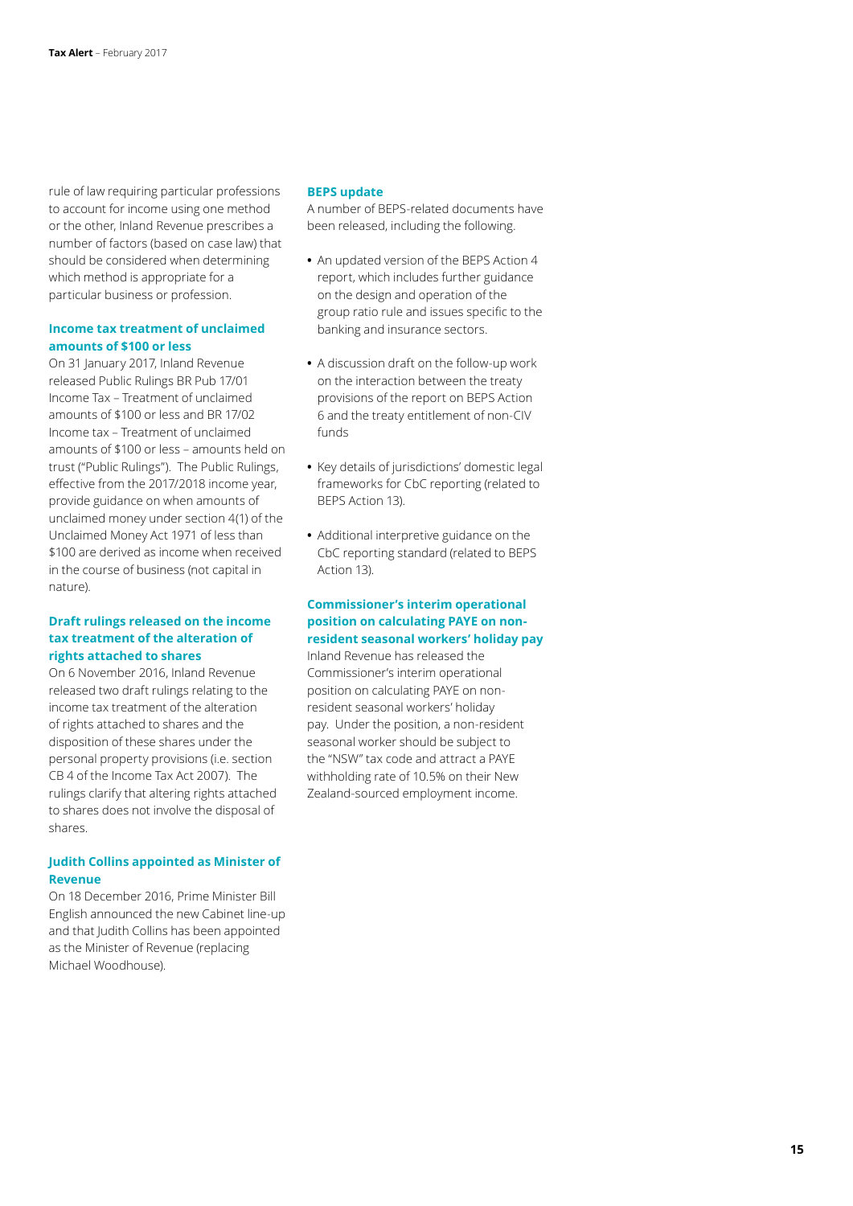rule of law requiring particular professions to account for income using one method or the other, Inland Revenue prescribes a number of factors (based on case law) that should be considered when determining which method is appropriate for a particular business or profession.

### Income tax treatment of unclaimed amounts of $100 or less

On 31 January 2017, Inland Revenue released Public Rulings BR Pub 17/01 Income Tax – Treatment of unclaimed amounts of $100 or less and BR 17/02 Income tax – Treatment of unclaimed amounts of $100 or less – amounts held on trust ("Public Rulings"). The Public Rulings, effective from the 2017/2018 income year, provide guidance on when amounts of unclaimed money under section 4(1) of the Unclaimed Money Act 1971 of less than $100 are derived as income when received in the course of business (not capital in nature).

### Draft rulings released on the income tax treatment of the alteration of rights attached to shares

On 6 November 2016, Inland Revenue released two draft rulings relating to the income tax treatment of the alteration of rights attached to shares and the disposition of these shares under the personal property provisions (i.e. section CB 4 of the Income Tax Act 2007). The rulings clarify that altering rights attached to shares does not involve the disposal of shares.

### Judith Collins appointed as Minister of Revenue

On 18 December 2016, Prime Minister Bill English announced the new Cabinet line-up and that Judith Collins has been appointed as the Minister of Revenue (replacing Michael Woodhouse).

### BEPS update

A number of BEPS-related documents have been released, including the following.

- An updated version of the BEPS Action 4 report, which includes further guidance on the design and operation of the group ratio rule and issues specific to the banking and insurance sectors.
- A discussion draft on the follow-up work on the interaction between the treaty provisions of the report on BEPS Action 6 and the treaty entitlement of non-CIV funds
- Key details of jurisdictions' domestic legal frameworks for CbC reporting (related to BEPS Action 13).
- Additional interpretive guidance on the CbC reporting standard (related to BEPS Action 13).

### Commissioner's interim operational position on calculating PAYE on non-resident seasonal workers' holiday pay

Inland Revenue has released the Commissioner's interim operational position on calculating PAYE on non-resident seasonal workers' holiday pay. Under the position, a non-resident seasonal worker should be subject to the "NSW" tax code and attract a PAYE withholding rate of 10.5% on their New Zealand-sourced employment income.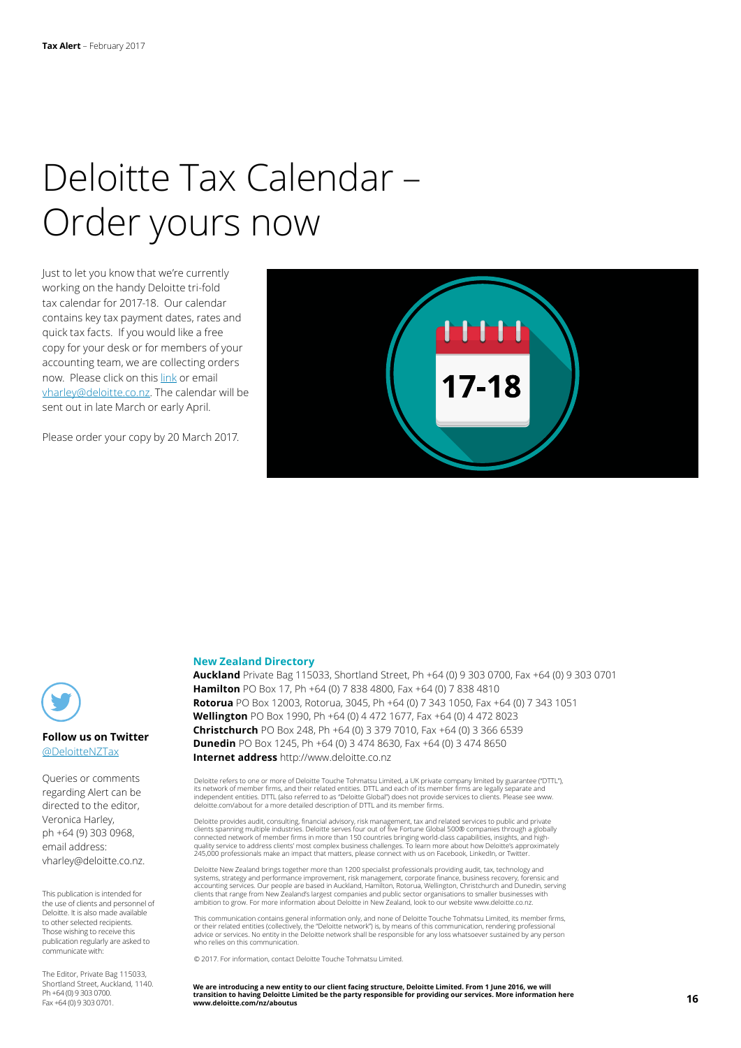# Deloitte Tax Calendar – Order yours now

Just to let you know that we're currently working on the handy Deloitte tri-fold tax calendar for 2017-18. Our calendar contains key tax payment dates, rates and quick tax facts. If you would like a free copy for your desk or for members of your accounting team, we are collecting orders now. Please click on this link or email vharley@deloitte.co.nz. The calendar will be sent out in late March or early April.

Please order your copy by 20 March 2017.

**Follow us on Twitter**
@DeloitteNZTax

Queries or comments regarding Alert can be directed to the editor, Veronica Harley, ph +64 (9) 303 0968, email address: vharley@deloitte.co.nz.

This publication is intended for the use of clients and personnel of Deloitte. It is also made available to other selected recipients. Those wishing to receive this publication regularly are asked to communicate with:

The Editor, Private Bag 115033, Shortland Street, Auckland, 1140. Ph +64 (0) 9 303 0700. Fax +64 (0) 9 303 0701.

**New Zealand Directory**

**Auckland** Private Bag 115033, Shortland Street, Ph +64 (0) 9 303 0700, Fax +64 (0) 9 303 0701
**Hamilton** PO Box 17, Ph +64 (0) 7 838 4800, Fax +64 (0) 7 838 4810
**Rotorua** PO Box 12003, Rotorua, 3045, Ph +64 (0) 7 343 1050, Fax +64 (0) 7 343 1051
**Wellington** PO Box 1990, Ph +64 (0) 4 472 1677, Fax +64 (0) 4 472 8023
**Christchurch** PO Box 248, Ph +64 (0) 3 379 7010, Fax +64 (0) 3 366 6539
**Dunedin** PO Box 1245, Ph +64 (0) 3 474 8630, Fax +64 (0) 3 474 8650
**Internet address** http://www.deloitte.co.nz

Deloitte refers to one or more of Deloitte Touche Tohmatsu Limited, a UK private company limited by guarantee ("DTTL"), its network of member firms, and their related entities. DTTL and each of its member firms are legally separate and independent entities. DTTL (also referred to as "Deloitte Global") does not provide services to clients. Please see www.deloitte.com/about for a more detailed description of DTTL and its member firms.

Deloitte provides audit, consulting, financial advisory, risk management, tax and related services to public and private clients spanning multiple industries. Deloitte serves four out of five Fortune Global 500® companies through a globally connected network of member firms in more than 150 countries bringing world-class capabilities, insights, and high-quality service to address clients' most complex business challenges. To learn more about how Deloitte's approximately 245,000 professionals make an impact that matters, please connect with us on Facebook, LinkedIn, or Twitter.

Deloitte New Zealand brings together more than 1200 specialist professionals providing audit, tax, technology and systems, strategy and performance improvement, risk management, corporate finance, business recovery, forensic and accounting services. Our people are based in Auckland, Hamilton, Rotorua, Wellington, Christchurch and Dunedin, serving clients that range from New Zealand's largest companies and public sector organisations to smaller businesses with ambition to grow. For more information about Deloitte in New Zealand, look to our website www.deloitte.co.nz.

This communication contains general information only, and none of Deloitte Touche Tohmatsu Limited, its member firms, or their related entities (collectively, the "Deloitte network") is, by means of this communication, rendering professional advice or services. No entity in the Deloitte network shall be responsible for any loss whatsoever sustained by any person who relies on this communication.

© 2017. For information, contact Deloitte Touche Tohmatsu Limited.

**We are introducing a new entity to our client facing structure, Deloitte Limited. From 1 June 2016, we will transition to having Deloitte Limited be the party responsible for providing our services. More information here www.deloitte.com/nz/aboutus**